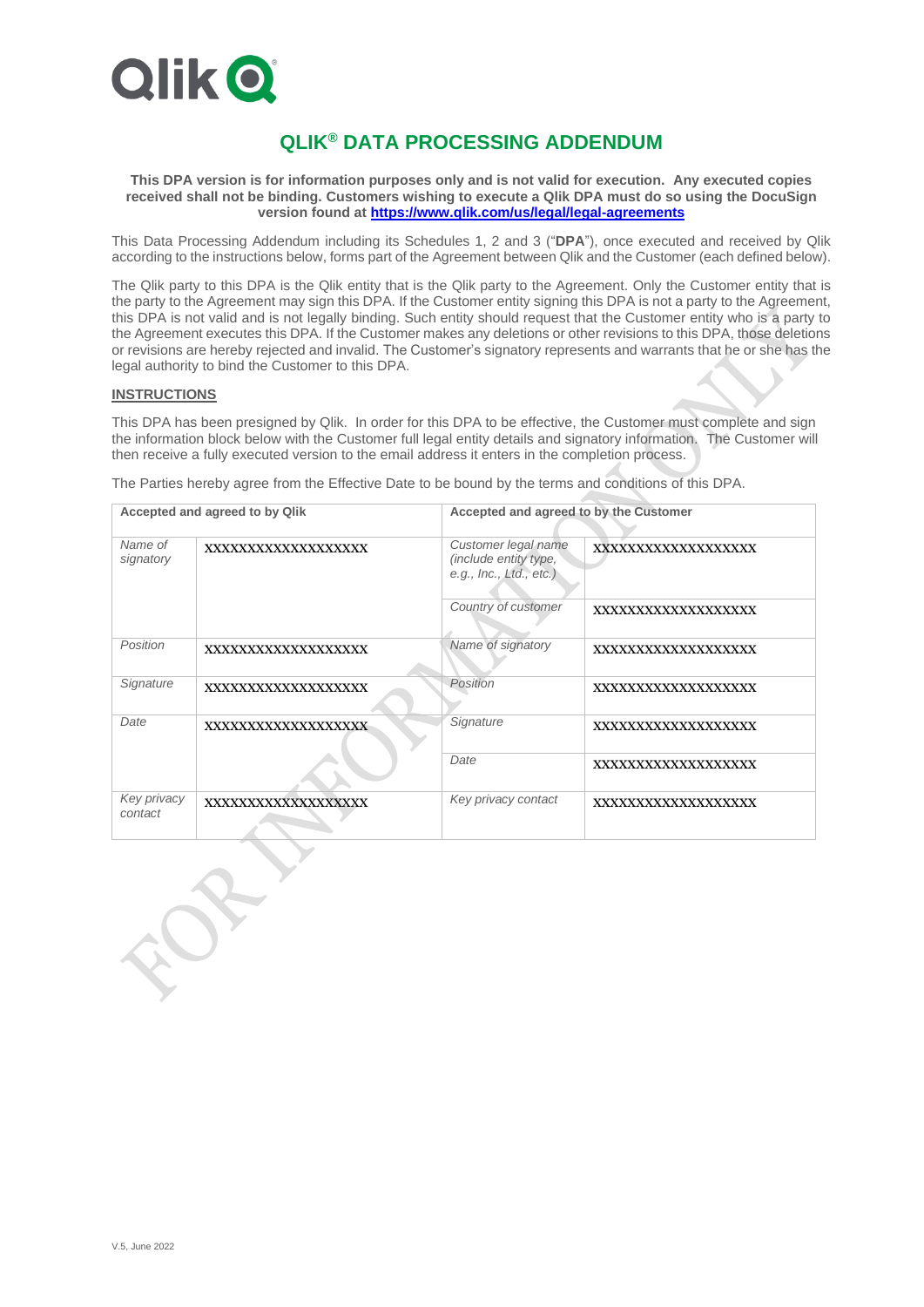# QLIK® DATA PROCESSING ADDENDUM

**This DPA version is for information purposes only and is not valid for execution. Any executed copies received shall not be binding. Customers wishing to execute a Qlik DPA must do so using the DocuSign version found at [https://www.qlik.com/us/legal/legal-agreements](https://www.qlik.com/us/legal/legal-agreements)**

This Data Processing Addendum including its Schedules 1, 2 and 3 ("**DPA**"), once executed and received by Qlik according to the instructions below, forms part of the Agreement between Qlik and the Customer (each defined below).

The Qlik party to this DPA is the Qlik entity that is the Qlik party to the Agreement. Only the Customer entity that is the party to the Agreement may sign this DPA. If the Customer entity signing this DPA is not a party to the Agreement, this DPA is not valid and is not legally binding. Such entity should request that the Customer entity who is a party to the Agreement executes this DPA. If the Customer makes any deletions or other revisions to this DPA, those deletions or revisions are hereby rejected and invalid. The Customer's signatory represents and warrants that he or she has the legal authority to bind the Customer to this DPA.

**INSTRUCTIONS**

This DPA has been presigned by Qlik. In order for this DPA to be effective, the Customer must complete and sign the information block below with the Customer full legal entity details and signatory information. The Customer will then receive a fully executed version to the email address it enters in the completion process.

The Parties hereby agree from the Effective Date to be bound by the terms and conditions of this DPA.

| **Accepted and agreed to by Qlik** | | **Accepted and agreed to by the Customer** | |
|---|---|---|---|
| *Name of signatory* | XXXXXXXXXXXXXXXXXX | *Customer legal name (include entity type, e.g., Inc., Ltd., etc.)* | XXXXXXXXXXXXXXXXXX |
| | | *Country of customer* | XXXXXXXXXXXXXXXXXX |
| *Position* | XXXXXXXXXXXXXXXXXX | *Name of signatory* | XXXXXXXXXXXXXXXXXX |
| *Signature* | XXXXXXXXXXXXXXXXXX | *Position* | XXXXXXXXXXXXXXXXXX |
| *Date* | XXXXXXXXXXXXXXXXXX | *Signature* | XXXXXXXXXXXXXXXXXX |
| | | *Date* | XXXXXXXXXXXXXXXXXX |
| *Key privacy contact* | XXXXXXXXXXXXXXXXXX | *Key privacy contact* | XXXXXXXXXXXXXXXXXX |

V.5, June 2022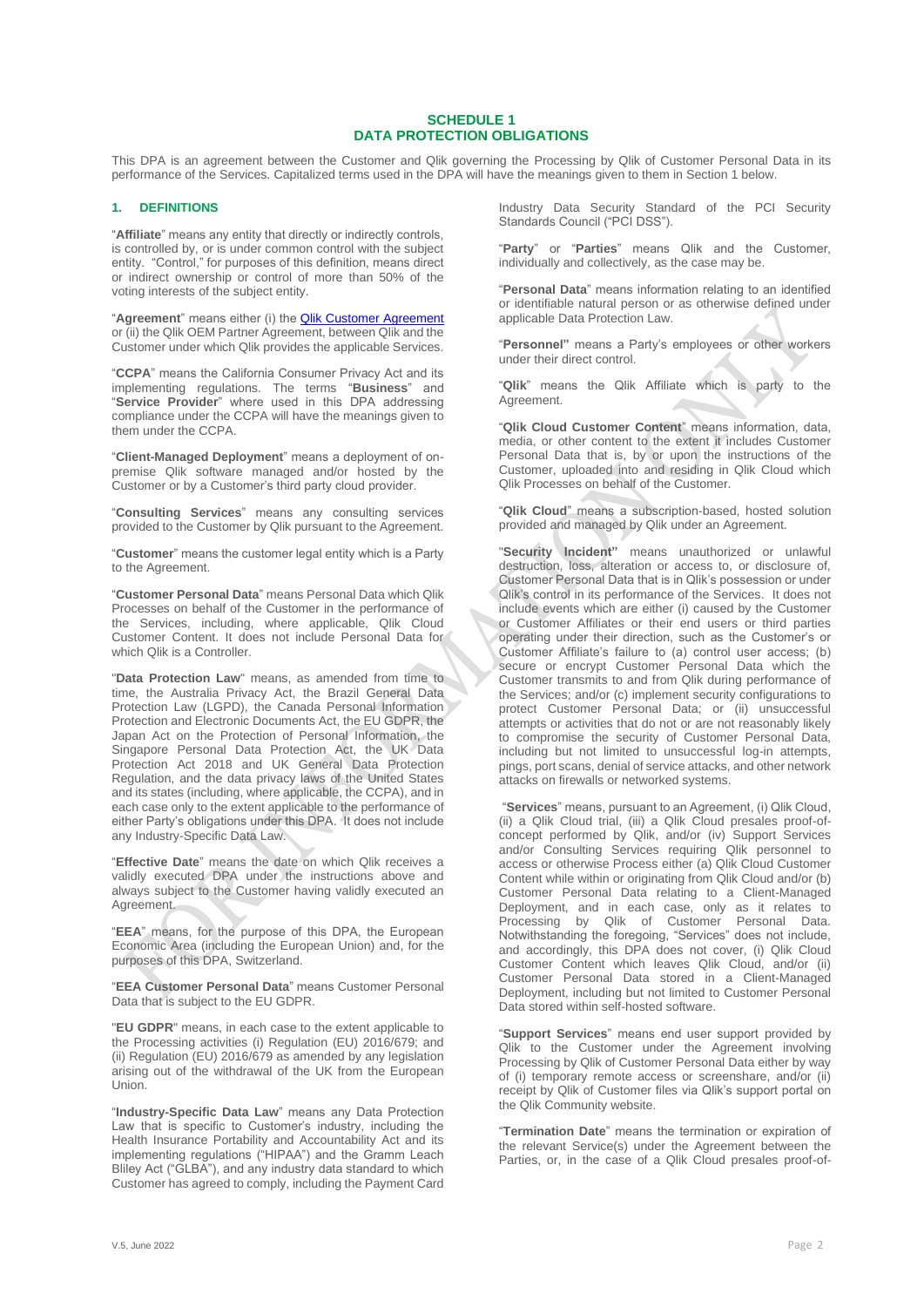## SCHEDULE 1
## DATA PROTECTION OBLIGATIONS

This DPA is an agreement between the Customer and Qlik governing the Processing by Qlik of Customer Personal Data in its performance of the Services. Capitalized terms used in the DPA will have the meanings given to them in Section 1 below.

### 1. DEFINITIONS

"**Affiliate**" means any entity that directly or indirectly controls, is controlled by, or is under common control with the subject entity. "Control," for purposes of this definition, means direct or indirect ownership or control of more than 50% of the voting interests of the subject entity.

"**Agreement**" means either (i) the Qlik Customer Agreement or (ii) the Qlik OEM Partner Agreement, between Qlik and the Customer under which Qlik provides the applicable Services.

"**CCPA**" means the California Consumer Privacy Act and its implementing regulations. The terms "**Business**" and "**Service Provider**" where used in this DPA addressing compliance under the CCPA will have the meanings given to them under the CCPA.

"**Client-Managed Deployment**" means a deployment of on-premise Qlik software managed and/or hosted by the Customer or by a Customer's third party cloud provider.

"**Consulting Services**" means any consulting services provided to the Customer by Qlik pursuant to the Agreement.

"**Customer**" means the customer legal entity which is a Party to the Agreement.

"**Customer Personal Data**" means Personal Data which Qlik Processes on behalf of the Customer in the performance of the Services, including, where applicable, Qlik Cloud Customer Content. It does not include Personal Data for which Qlik is a Controller.

"**Data Protection Law**" means, as amended from time to time, the Australia Privacy Act, the Brazil General Data Protection Law (LGPD), the Canada Personal Information Protection and Electronic Documents Act, the EU GDPR, the Japan Act on the Protection of Personal Information, the Singapore Personal Data Protection Act, the UK Data Protection Act 2018 and UK General Data Protection Regulation, and the data privacy laws of the United States and its states (including, where applicable, the CCPA), and in each case only to the extent applicable to the performance of either Party's obligations under this DPA. It does not include any Industry-Specific Data Law.

"**Effective Date**" means the date on which Qlik receives a validly executed DPA under the instructions above and always subject to the Customer having validly executed an Agreement.

"**EEA**" means, for the purpose of this DPA, the European Economic Area (including the European Union) and, for the purposes of this DPA, Switzerland.

"**EEA Customer Personal Data**" means Customer Personal Data that is subject to the EU GDPR.

"**EU GDPR**" means, in each case to the extent applicable to the Processing activities (i) Regulation (EU) 2016/679; and (ii) Regulation (EU) 2016/679 as amended by any legislation arising out of the withdrawal of the UK from the European Union.

"**Industry-Specific Data Law**" means any Data Protection Law that is specific to Customer's industry, including the Health Insurance Portability and Accountability Act and its implementing regulations ("HIPAA") and the Gramm Leach Bliley Act ("GLBA"), and any industry data standard to which Customer has agreed to comply, including the Payment Card Industry Data Security Standard of the PCI Security Standards Council ("PCI DSS").

"**Party**" or "**Parties**" means Qlik and the Customer, individually and collectively, as the case may be.

"**Personal Data**" means information relating to an identified or identifiable natural person or as otherwise defined under applicable Data Protection Law.

"**Personnel**" means a Party's employees or other workers under their direct control.

"**Qlik**" means the Qlik Affiliate which is party to the Agreement.

"**Qlik Cloud Customer Content**" means information, data, media, or other content to the extent it includes Customer Personal Data that is, by or upon the instructions of the Customer, uploaded into and residing in Qlik Cloud which Qlik Processes on behalf of the Customer.

"**Qlik Cloud**" means a subscription-based, hosted solution provided and managed by Qlik under an Agreement.

"**Security Incident**" means unauthorized or unlawful destruction, loss, alteration or access to, or disclosure of, Customer Personal Data that is in Qlik's possession or under Qlik's control in its performance of the Services. It does not include events which are either (i) caused by the Customer or Customer Affiliates or their end users or third parties operating under their direction, such as the Customer's or Customer Affiliate's failure to (a) control user access; (b) secure or encrypt Customer Personal Data which the Customer transmits to and from Qlik during performance of the Services; and/or (c) implement security configurations to protect Customer Personal Data; or (ii) unsuccessful attempts or activities that do not or are not reasonably likely to compromise the security of Customer Personal Data, including but not limited to unsuccessful log-in attempts, pings, port scans, denial of service attacks, and other network attacks on firewalls or networked systems.

"**Services**" means, pursuant to an Agreement, (i) Qlik Cloud, (ii) a Qlik Cloud trial, (iii) a Qlik Cloud presales proof-of-concept performed by Qlik, and/or (iv) Support Services and/or Consulting Services requiring Qlik personnel to access or otherwise Process either (a) Qlik Cloud Customer Content while within or originating from Qlik Cloud and/or (b) Customer Personal Data relating to a Client-Managed Deployment, and in each case, only as it relates to Processing by Qlik of Customer Personal Data. Notwithstanding the foregoing, "Services" does not include, and accordingly, this DPA does not cover, (i) Qlik Cloud Customer Content which leaves Qlik Cloud, and/or (ii) Customer Personal Data stored in a Client-Managed Deployment, including but not limited to Customer Personal Data stored within self-hosted software.

"**Support Services**" means end user support provided by Qlik to the Customer under the Agreement involving Processing by Qlik of Customer Personal Data either by way of (i) temporary remote access or screenshare, and/or (ii) receipt by Qlik of Customer files via Qlik's support portal on the Qlik Community website.

"**Termination Date**" means the termination or expiration of the relevant Service(s) under the Agreement between the Parties, or, in the case of a Qlik Cloud presales proof-of-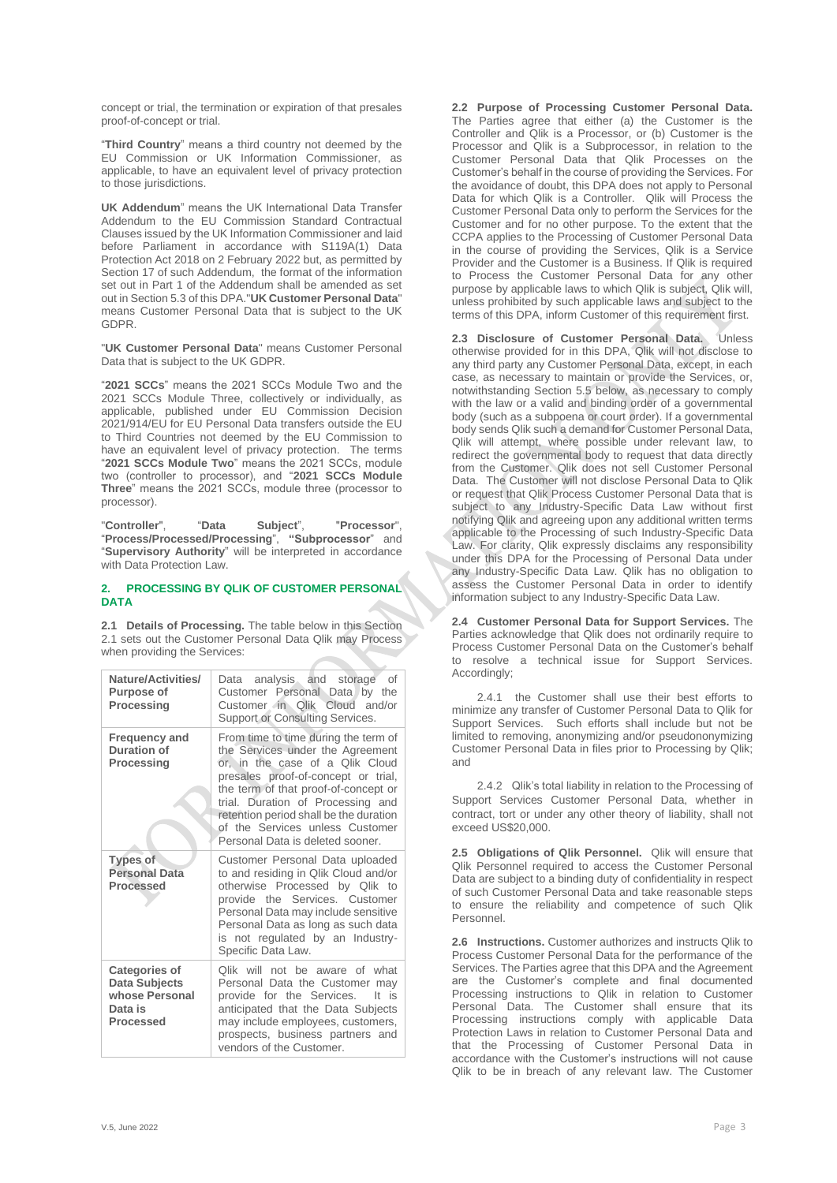concept or trial, the termination or expiration of that presales proof-of-concept or trial.

"**Third Country**" means a third country not deemed by the EU Commission or UK Information Commissioner, as applicable, to have an equivalent level of privacy protection to those jurisdictions.

**UK Addendum**" means the UK International Data Transfer Addendum to the EU Commission Standard Contractual Clauses issued by the UK Information Commissioner and laid before Parliament in accordance with S119A(1) Data Protection Act 2018 on 2 February 2022 but, as permitted by Section 17 of such Addendum, the format of the information set out in Part 1 of the Addendum shall be amended as set out in Section 5.3 of this DPA."**UK Customer Personal Data**" means Customer Personal Data that is subject to the UK GDPR.

"**UK Customer Personal Data**" means Customer Personal Data that is subject to the UK GDPR.

"**2021 SCCs**" means the 2021 SCCs Module Two and the 2021 SCCs Module Three, collectively or individually, as applicable, published under EU Commission Decision 2021/914/EU for EU Personal Data transfers outside the EU to Third Countries not deemed by the EU Commission to have an equivalent level of privacy protection. The terms "**2021 SCCs Module Two**" means the 2021 SCCs, module two (controller to processor), and "**2021 SCCs Module Three**" means the 2021 SCCs, module three (processor to processor).

"**Controller**", "**Data Subject**", "**Processor**", "**Process/Processed/Processing**", "**Subprocessor**" and "**Supervisory Authority**" will be interpreted in accordance with Data Protection Law.

## 2. PROCESSING BY QLIK OF CUSTOMER PERSONAL DATA

**2.1 Details of Processing.** The table below in this Section 2.1 sets out the Customer Personal Data Qlik may Process when providing the Services:

| | |
|---|---|
| **Nature/Activities/ Purpose of Processing** | Data analysis and storage of Customer Personal Data by the Customer in Qlik Cloud and/or Support or Consulting Services. |
| **Frequency and Duration of Processing** | From time to time during the term of the Services under the Agreement or, in the case of a Qlik Cloud presales proof-of-concept or trial, the term of that proof-of-concept or trial. Duration of Processing and retention period shall be the duration of the Services unless Customer Personal Data is deleted sooner. |
| **Types of Personal Data Processed** | Customer Personal Data uploaded to and residing in Qlik Cloud and/or otherwise Processed by Qlik to provide the Services. Customer Personal Data may include sensitive Personal Data as long as such data is not regulated by an Industry-Specific Data Law. |
| **Categories of Data Subjects whose Personal Data is Processed** | Qlik will not be aware of what Personal Data the Customer may provide for the Services. It is anticipated that the Data Subjects may include employees, customers, prospects, business partners and vendors of the Customer. |

**2.2 Purpose of Processing Customer Personal Data.** The Parties agree that either (a) the Customer is the Controller and Qlik is a Processor, or (b) Customer is the Processor and Qlik is a Subprocessor, in relation to the Customer Personal Data that Qlik Processes on the Customer's behalf in the course of providing the Services. For the avoidance of doubt, this DPA does not apply to Personal Data for which Qlik is a Controller. Qlik will Process the Customer Personal Data only to perform the Services for the Customer and for no other purpose. To the extent that the CCPA applies to the Processing of Customer Personal Data in the course of providing the Services, Qlik is a Service Provider and the Customer is a Business. If Qlik is required to Process the Customer Personal Data for any other purpose by applicable laws to which Qlik is subject, Qlik will, unless prohibited by such applicable laws and subject to the terms of this DPA, inform Customer of this requirement first.

**2.3 Disclosure of Customer Personal Data.** Unless otherwise provided for in this DPA, Qlik will not disclose to any third party any Customer Personal Data, except, in each case, as necessary to maintain or provide the Services, or, notwithstanding Section 5.5 below, as necessary to comply with the law or a valid and binding order of a governmental body (such as a subpoena or court order). If a governmental body sends Qlik such a demand for Customer Personal Data, Qlik will attempt, where possible under relevant law, to redirect the governmental body to request that data directly from the Customer. Qlik does not sell Customer Personal Data. The Customer will not disclose Personal Data to Qlik or request that Qlik Process Customer Personal Data that is subject to any Industry-Specific Data Law without first notifying Qlik and agreeing upon any additional written terms applicable to the Processing of such Industry-Specific Data Law. For clarity, Qlik expressly disclaims any responsibility under this DPA for the Processing of Personal Data under any Industry-Specific Data Law. Qlik has no obligation to assess the Customer Personal Data in order to identify information subject to any Industry-Specific Data Law.

**2.4 Customer Personal Data for Support Services.** The Parties acknowledge that Qlik does not ordinarily require to Process Customer Personal Data on the Customer's behalf to resolve a technical issue for Support Services. Accordingly;

2.4.1 the Customer shall use their best efforts to minimize any transfer of Customer Personal Data to Qlik for Support Services. Such efforts shall include but not be limited to removing, anonymizing and/or pseudononymizing Customer Personal Data in files prior to Processing by Qlik; and

2.4.2 Qlik's total liability in relation to the Processing of Support Services Customer Personal Data, whether in contract, tort or under any other theory of liability, shall not exceed US$20,000.

**2.5 Obligations of Qlik Personnel.** Qlik will ensure that Qlik Personnel required to access the Customer Personal Data are subject to a binding duty of confidentiality in respect of such Customer Personal Data and take reasonable steps to ensure the reliability and competence of such Qlik Personnel.

**2.6 Instructions.** Customer authorizes and instructs Qlik to Process Customer Personal Data for the performance of the Services. The Parties agree that this DPA and the Agreement are the Customer's complete and final documented Processing instructions to Qlik in relation to Customer Personal Data. The Customer shall ensure that its Processing instructions comply with applicable Data Protection Laws in relation to Customer Personal Data and that the Processing of Customer Personal Data in accordance with the Customer's instructions will not cause Qlik to be in breach of any relevant law. The Customer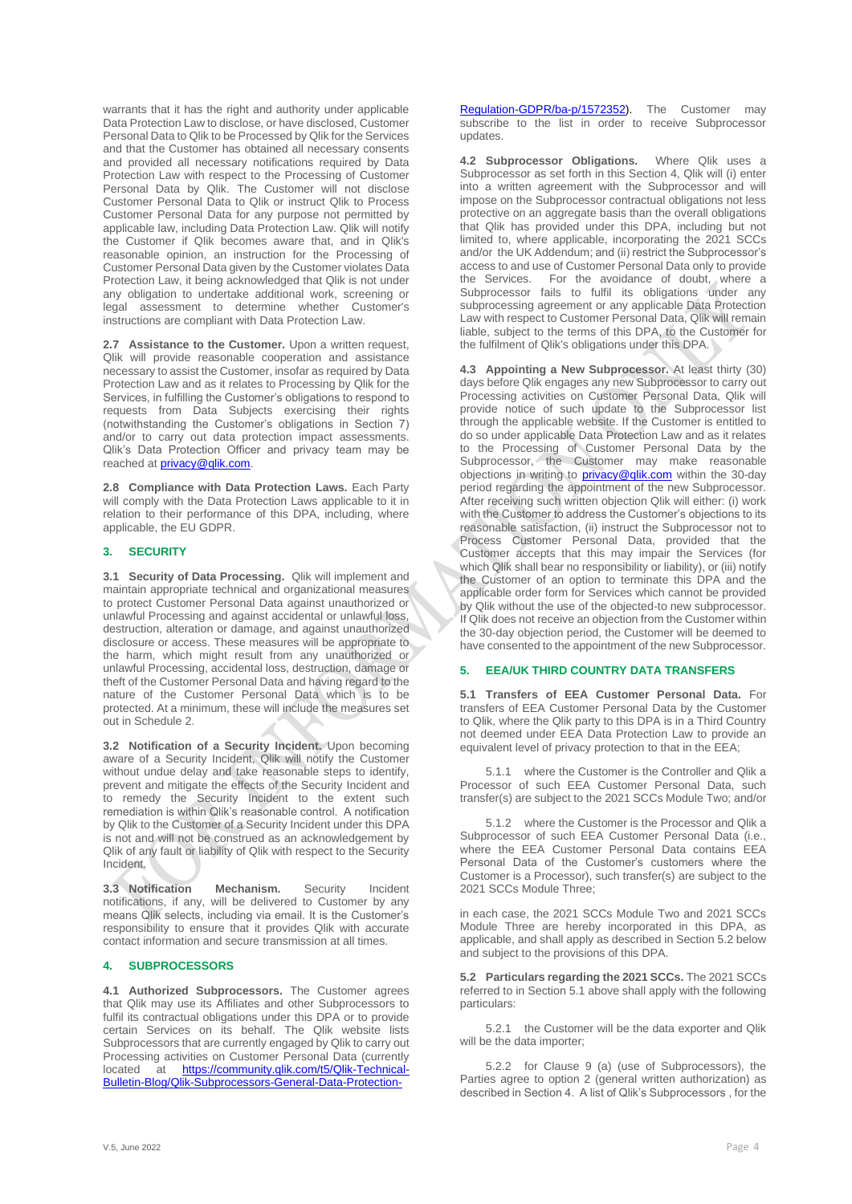warrants that it has the right and authority under applicable Data Protection Law to disclose, or have disclosed, Customer Personal Data to Qlik to be Processed by Qlik for the Services and that the Customer has obtained all necessary consents and provided all necessary notifications required by Data Protection Law with respect to the Processing of Customer Personal Data by Qlik. The Customer will not disclose Customer Personal Data to Qlik or instruct Qlik to Process Customer Personal Data for any purpose not permitted by applicable law, including Data Protection Law. Qlik will notify the Customer if Qlik becomes aware that, and in Qlik's reasonable opinion, an instruction for the Processing of Customer Personal Data given by the Customer violates Data Protection Law, it being acknowledged that Qlik is not under any obligation to undertake additional work, screening or legal assessment to determine whether Customer's instructions are compliant with Data Protection Law.

**2.7 Assistance to the Customer.** Upon a written request, Qlik will provide reasonable cooperation and assistance necessary to assist the Customer, insofar as required by Data Protection Law and as it relates to Processing by Qlik for the Services, in fulfilling the Customer's obligations to respond to requests from Data Subjects exercising their rights (notwithstanding the Customer's obligations in Section 7) and/or to carry out data protection impact assessments. Qlik's Data Protection Officer and privacy team may be reached at privacy@qlik.com.

**2.8 Compliance with Data Protection Laws.** Each Party will comply with the Data Protection Laws applicable to it in relation to their performance of this DPA, including, where applicable, the EU GDPR.

## 3. SECURITY

**3.1 Security of Data Processing.** Qlik will implement and maintain appropriate technical and organizational measures to protect Customer Personal Data against unauthorized or unlawful Processing and against accidental or unlawful loss, destruction, alteration or damage, and against unauthorized disclosure or access. These measures will be appropriate to the harm, which might result from any unauthorized or unlawful Processing, accidental loss, destruction, damage or theft of the Customer Personal Data and having regard to the nature of the Customer Personal Data which is to be protected. At a minimum, these will include the measures set out in Schedule 2.

**3.2 Notification of a Security Incident.** Upon becoming aware of a Security Incident, Qlik will notify the Customer without undue delay and take reasonable steps to identify, prevent and mitigate the effects of the Security Incident and to remedy the Security Incident to the extent such remediation is within Qlik's reasonable control. A notification by Qlik to the Customer of a Security Incident under this DPA is not and will not be construed as an acknowledgement by Qlik of any fault or liability of Qlik with respect to the Security Incident.

**3.3 Notification Mechanism.** Security Incident notifications, if any, will be delivered to Customer by any means Qlik selects, including via email. It is the Customer's responsibility to ensure that it provides Qlik with accurate contact information and secure transmission at all times.

## 4. SUBPROCESSORS

**4.1 Authorized Subprocessors.** The Customer agrees that Qlik may use its Affiliates and other Subprocessors to fulfil its contractual obligations under this DPA or to provide certain Services on its behalf. The Qlik website lists Subprocessors that are currently engaged by Qlik to carry out Processing activities on Customer Personal Data (currently located at https://community.qlik.com/t5/Qlik-Technical-Bulletin-Blog/Qlik-Subprocessors-General-Data-Protection-Regulation-GDPR/ba-p/1572352). The Customer may subscribe to the list in order to receive Subprocessor updates.

**4.2 Subprocessor Obligations.** Where Qlik uses a Subprocessor as set forth in this Section 4, Qlik will (i) enter into a written agreement with the Subprocessor and will impose on the Subprocessor contractual obligations not less protective on an aggregate basis than the overall obligations that Qlik has provided under this DPA, including but not limited to, where applicable, incorporating the 2021 SCCs and/or the UK Addendum; and (ii) restrict the Subprocessor's access to and use of Customer Personal Data only to provide the Services. For the avoidance of doubt, where a Subprocessor fails to fulfil its obligations under any subprocessing agreement or any applicable Data Protection Law with respect to Customer Personal Data, Qlik will remain liable, subject to the terms of this DPA, to the Customer for the fulfilment of Qlik's obligations under this DPA.

**4.3 Appointing a New Subprocessor.** At least thirty (30) days before Qlik engages any new Subprocessor to carry out Processing activities on Customer Personal Data, Qlik will provide notice of such update to the Subprocessor list through the applicable website. If the Customer is entitled to do so under applicable Data Protection Law and as it relates to the Processing of Customer Personal Data by the Subprocessor, the Customer may make reasonable objections in writing to privacy@qlik.com within the 30-day period regarding the appointment of the new Subprocessor. After receiving such written objection Qlik will either: (i) work with the Customer to address the Customer's objections to its reasonable satisfaction, (ii) instruct the Subprocessor not to Process Customer Personal Data, provided that the Customer accepts that this may impair the Services (for which Qlik shall bear no responsibility or liability), or (iii) notify the Customer of an option to terminate this DPA and the applicable order form for Services which cannot be provided by Qlik without the use of the objected-to new subprocessor. If Qlik does not receive an objection from the Customer within the 30-day objection period, the Customer will be deemed to have consented to the appointment of the new Subprocessor.

## 5. EEA/UK THIRD COUNTRY DATA TRANSFERS

**5.1 Transfers of EEA Customer Personal Data.** For transfers of EEA Customer Personal Data by the Customer to Qlik, where the Qlik party to this DPA is in a Third Country not deemed under EEA Data Protection Law to provide an equivalent level of privacy protection to that in the EEA;

5.1.1 where the Customer is the Controller and Qlik a Processor of such EEA Customer Personal Data, such transfer(s) are subject to the 2021 SCCs Module Two; and/or

5.1.2 where the Customer is the Processor and Qlik a Subprocessor of such EEA Customer Personal Data (i.e., where the EEA Customer Personal Data contains EEA Personal Data of the Customer's customers where the Customer is a Processor), such transfer(s) are subject to the 2021 SCCs Module Three;

in each case, the 2021 SCCs Module Two and 2021 SCCs Module Three are hereby incorporated in this DPA, as applicable, and shall apply as described in Section 5.2 below and subject to the provisions of this DPA.

**5.2 Particulars regarding the 2021 SCCs.** The 2021 SCCs referred to in Section 5.1 above shall apply with the following particulars:

5.2.1 the Customer will be the data exporter and Qlik will be the data importer;

5.2.2 for Clause 9 (a) (use of Subprocessors), the Parties agree to option 2 (general written authorization) as described in Section 4. A list of Qlik's Subprocessors , for the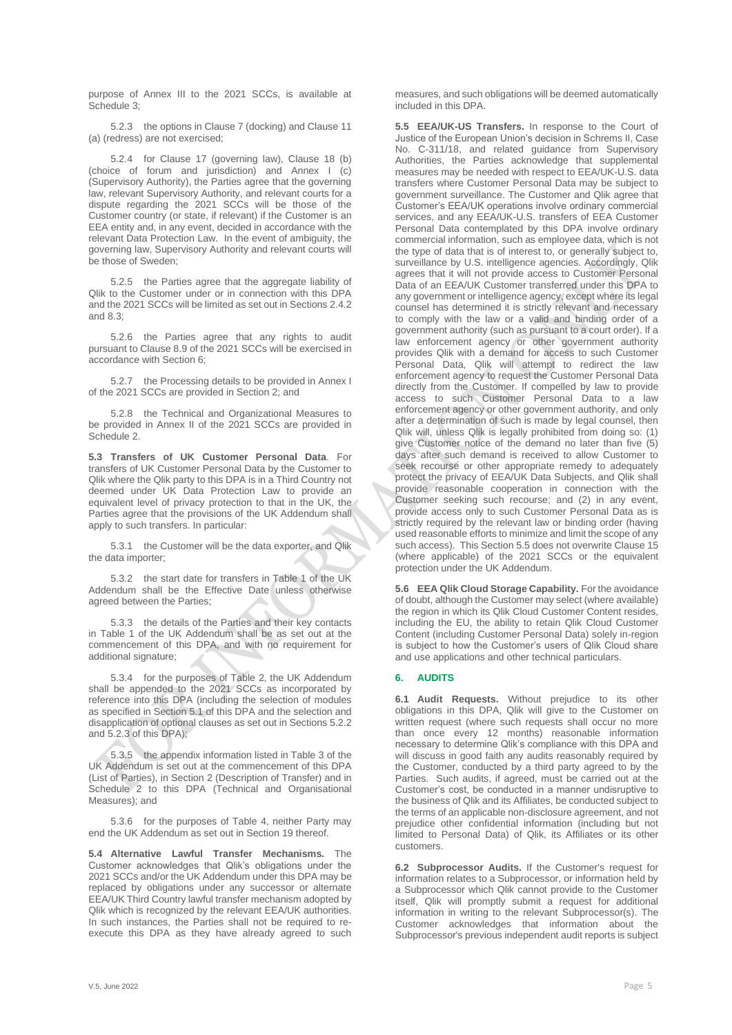purpose of Annex III to the 2021 SCCs, is available at Schedule 3;

5.2.3 the options in Clause 7 (docking) and Clause 11 (a) (redress) are not exercised;

5.2.4 for Clause 17 (governing law), Clause 18 (b) (choice of forum and jurisdiction) and Annex I (c) (Supervisory Authority), the Parties agree that the governing law, relevant Supervisory Authority, and relevant courts for a dispute regarding the 2021 SCCs will be those of the Customer country (or state, if relevant) if the Customer is an EEA entity and, in any event, decided in accordance with the relevant Data Protection Law. In the event of ambiguity, the governing law, Supervisory Authority and relevant courts will be those of Sweden;

5.2.5 the Parties agree that the aggregate liability of Qlik to the Customer under or in connection with this DPA and the 2021 SCCs will be limited as set out in Sections 2.4.2 and 8.3;

5.2.6 the Parties agree that any rights to audit pursuant to Clause 8.9 of the 2021 SCCs will be exercised in accordance with Section 6;

5.2.7 the Processing details to be provided in Annex I of the 2021 SCCs are provided in Section 2; and

5.2.8 the Technical and Organizational Measures to be provided in Annex II of the 2021 SCCs are provided in Schedule 2.

**5.3 Transfers of UK Customer Personal Data**. For transfers of UK Customer Personal Data by the Customer to Qlik where the Qlik party to this DPA is in a Third Country not deemed under UK Data Protection Law to provide an equivalent level of privacy protection to that in the UK, the Parties agree that the provisions of the UK Addendum shall apply to such transfers. In particular:

5.3.1 the Customer will be the data exporter, and Qlik the data importer;

5.3.2 the start date for transfers in Table 1 of the UK Addendum shall be the Effective Date unless otherwise agreed between the Parties;

5.3.3 the details of the Parties and their key contacts in Table 1 of the UK Addendum shall be as set out at the commencement of this DPA, and with no requirement for additional signature;

5.3.4 for the purposes of Table 2, the UK Addendum shall be appended to the 2021 SCCs as incorporated by reference into this DPA (including the selection of modules as specified in Section 5.1 of this DPA and the selection and disapplication of optional clauses as set out in Sections 5.2.2 and 5.2.3 of this DPA);

5.3.5 the appendix information listed in Table 3 of the UK Addendum is set out at the commencement of this DPA (List of Parties), in Section 2 (Description of Transfer) and in Schedule 2 to this DPA (Technical and Organisational Measures); and

5.3.6 for the purposes of Table 4, neither Party may end the UK Addendum as set out in Section 19 thereof.

**5.4 Alternative Lawful Transfer Mechanisms.** The Customer acknowledges that Qlik's obligations under the 2021 SCCs and/or the UK Addendum under this DPA may be replaced by obligations under any successor or alternate EEA/UK Third Country lawful transfer mechanism adopted by Qlik which is recognized by the relevant EEA/UK authorities. In such instances, the Parties shall not be required to re-execute this DPA as they have already agreed to such measures, and such obligations will be deemed automatically included in this DPA.

**5.5 EEA/UK-US Transfers.** In response to the Court of Justice of the European Union's decision in Schrems II, Case No. C-311/18, and related guidance from Supervisory Authorities, the Parties acknowledge that supplemental measures may be needed with respect to EEA/UK-U.S. data transfers where Customer Personal Data may be subject to government surveillance. The Customer and Qlik agree that Customer's EEA/UK operations involve ordinary commercial services, and any EEA/UK-U.S. transfers of EEA Customer Personal Data contemplated by this DPA involve ordinary commercial information, such as employee data, which is not the type of data that is of interest to, or generally subject to, surveillance by U.S. intelligence agencies. Accordingly, Qlik agrees that it will not provide access to Customer Personal Data of an EEA/UK Customer transferred under this DPA to any government or intelligence agency, except where its legal counsel has determined it is strictly relevant and necessary to comply with the law or a valid and binding order of a government authority (such as pursuant to a court order). If a law enforcement agency or other government authority provides Qlik with a demand for access to such Customer Personal Data, Qlik will attempt to redirect the law enforcement agency to request the Customer Personal Data directly from the Customer. If compelled by law to provide access to such Customer Personal Data to a law enforcement agency or other government authority, and only after a determination of such is made by legal counsel, then Qlik will, unless Qlik is legally prohibited from doing so: (1) give Customer notice of the demand no later than five (5) days after such demand is received to allow Customer to seek recourse or other appropriate remedy to adequately protect the privacy of EEA/UK Data Subjects, and Qlik shall provide reasonable cooperation in connection with the Customer seeking such recourse; and (2) in any event, provide access only to such Customer Personal Data as is strictly required by the relevant law or binding order (having used reasonable efforts to minimize and limit the scope of any such access). This Section 5.5 does not overwrite Clause 15 (where applicable) of the 2021 SCCs or the equivalent protection under the UK Addendum.

**5.6 EEA Qlik Cloud Storage Capability.** For the avoidance of doubt, although the Customer may select (where available) the region in which its Qlik Cloud Customer Content resides, including the EU, the ability to retain Qlik Cloud Customer Content (including Customer Personal Data) solely in-region is subject to how the Customer's users of Qlik Cloud share and use applications and other technical particulars.

## 6. AUDITS

**6.1 Audit Requests.** Without prejudice to its other obligations in this DPA, Qlik will give to the Customer on written request (where such requests shall occur no more than once every 12 months) reasonable information necessary to determine Qlik's compliance with this DPA and will discuss in good faith any audits reasonably required by the Customer, conducted by a third party agreed to by the Parties. Such audits, if agreed, must be carried out at the Customer's cost, be conducted in a manner undisruptive to the business of Qlik and its Affiliates, be conducted subject to the terms of an applicable non-disclosure agreement, and not prejudice other confidential information (including but not limited to Personal Data) of Qlik, its Affiliates or its other customers.

**6.2 Subprocessor Audits.** If the Customer's request for information relates to a Subprocessor, or information held by a Subprocessor which Qlik cannot provide to the Customer itself, Qlik will promptly submit a request for additional information in writing to the relevant Subprocessor(s). The Customer acknowledges that information about the Subprocessor's previous independent audit reports is subject

V.5, June 2022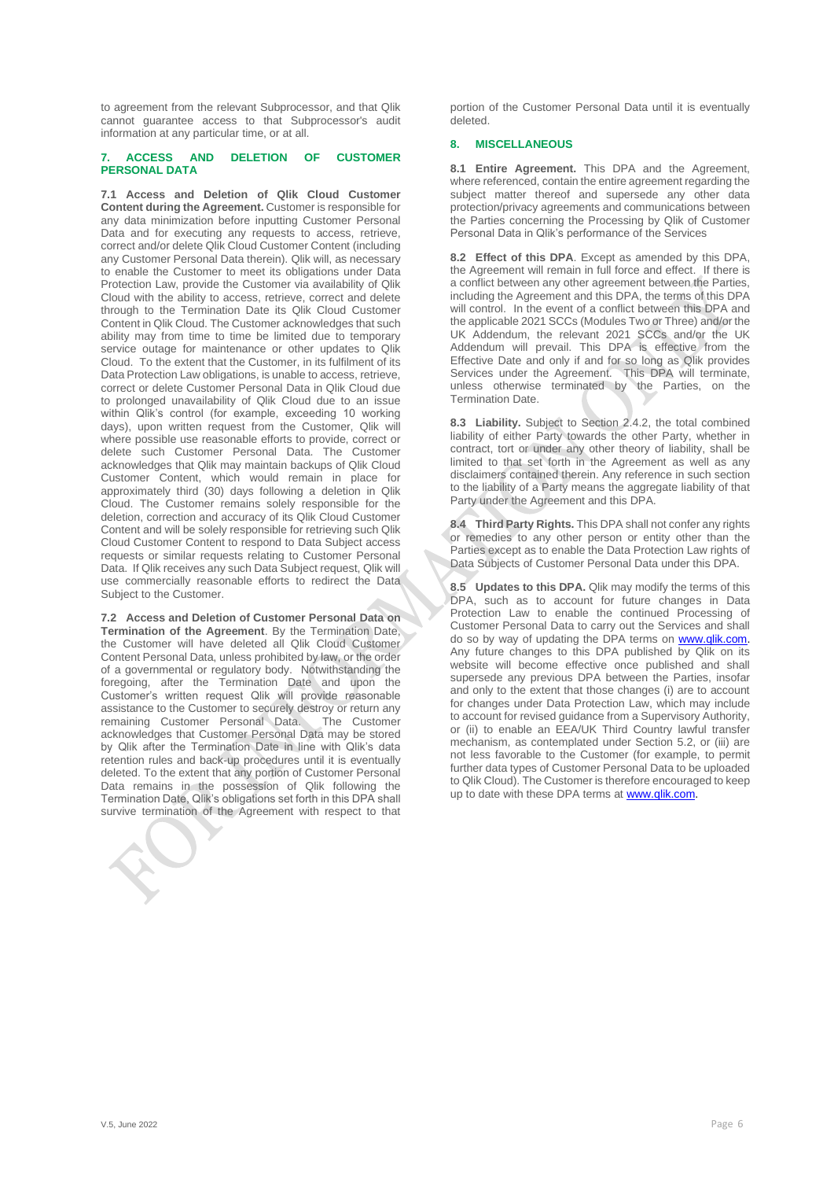to agreement from the relevant Subprocessor, and that Qlik cannot guarantee access to that Subprocessor's audit information at any particular time, or at all.

## 7. ACCESS AND DELETION OF CUSTOMER PERSONAL DATA

**7.1 Access and Deletion of Qlik Cloud Customer Content during the Agreement.** Customer is responsible for any data minimization before inputting Customer Personal Data and for executing any requests to access, retrieve, correct and/or delete Qlik Cloud Customer Content (including any Customer Personal Data therein). Qlik will, as necessary to enable the Customer to meet its obligations under Data Protection Law, provide the Customer via availability of Qlik Cloud with the ability to access, retrieve, correct and delete through to the Termination Date its Qlik Cloud Customer Content in Qlik Cloud. The Customer acknowledges that such ability may from time to time be limited due to temporary service outage for maintenance or other updates to Qlik Cloud. To the extent that the Customer, in its fulfilment of its Data Protection Law obligations, is unable to access, retrieve, correct or delete Customer Personal Data in Qlik Cloud due to prolonged unavailability of Qlik Cloud due to an issue within Qlik's control (for example, exceeding 10 working days), upon written request from the Customer, Qlik will where possible use reasonable efforts to provide, correct or delete such Customer Personal Data. The Customer acknowledges that Qlik may maintain backups of Qlik Cloud Customer Content, which would remain in place for approximately third (30) days following a deletion in Qlik Cloud. The Customer remains solely responsible for the deletion, correction and accuracy of its Qlik Cloud Customer Content and will be solely responsible for retrieving such Qlik Cloud Customer Content to respond to Data Subject access requests or similar requests relating to Customer Personal Data. If Qlik receives any such Data Subject request, Qlik will use commercially reasonable efforts to redirect the Data Subject to the Customer.

**7.2 Access and Deletion of Customer Personal Data on Termination of the Agreement**. By the Termination Date, the Customer will have deleted all Qlik Cloud Customer Content Personal Data, unless prohibited by law, or the order of a governmental or regulatory body. Notwithstanding the foregoing, after the Termination Date and upon the Customer's written request Qlik will provide reasonable assistance to the Customer to securely destroy or return any remaining Customer Personal Data. The Customer acknowledges that Customer Personal Data may be stored by Qlik after the Termination Date in line with Qlik's data retention rules and back-up procedures until it is eventually deleted. To the extent that any portion of Customer Personal Data remains in the possession of Qlik following the Termination Date, Qlik's obligations set forth in this DPA shall survive termination of the Agreement with respect to that portion of the Customer Personal Data until it is eventually deleted.

## 8. MISCELLANEOUS

**8.1 Entire Agreement.** This DPA and the Agreement, where referenced, contain the entire agreement regarding the subject matter thereof and supersede any other data protection/privacy agreements and communications between the Parties concerning the Processing by Qlik of Customer Personal Data in Qlik's performance of the Services

**8.2 Effect of this DPA**. Except as amended by this DPA, the Agreement will remain in full force and effect. If there is a conflict between any other agreement between the Parties, including the Agreement and this DPA, the terms of this DPA will control. In the event of a conflict between this DPA and the applicable 2021 SCCs (Modules Two or Three) and/or the UK Addendum, the relevant 2021 SCCs and/or the UK Addendum will prevail. This DPA is effective from the Effective Date and only if and for so long as Qlik provides Services under the Agreement. This DPA will terminate, unless otherwise terminated by the Parties, on the Termination Date.

**8.3 Liability.** Subject to Section 2.4.2, the total combined liability of either Party towards the other Party, whether in contract, tort or under any other theory of liability, shall be limited to that set forth in the Agreement as well as any disclaimers contained therein. Any reference in such section to the liability of a Party means the aggregate liability of that Party under the Agreement and this DPA.

**8.4 Third Party Rights.** This DPA shall not confer any rights or remedies to any other person or entity other than the Parties except as to enable the Data Protection Law rights of Data Subjects of Customer Personal Data under this DPA.

**8.5 Updates to this DPA.** Qlik may modify the terms of this DPA, such as to account for future changes in Data Protection Law to enable the continued Processing of Customer Personal Data to carry out the Services and shall do so by way of updating the DPA terms on www.qlik.com. Any future changes to this DPA published by Qlik on its website will become effective once published and shall supersede any previous DPA between the Parties, insofar and only to the extent that those changes (i) are to account for changes under Data Protection Law, which may include to account for revised guidance from a Supervisory Authority, or (ii) to enable an EEA/UK Third Country lawful transfer mechanism, as contemplated under Section 5.2, or (iii) are not less favorable to the Customer (for example, to permit further data types of Customer Personal Data to be uploaded to Qlik Cloud). The Customer is therefore encouraged to keep up to date with these DPA terms at www.qlik.com.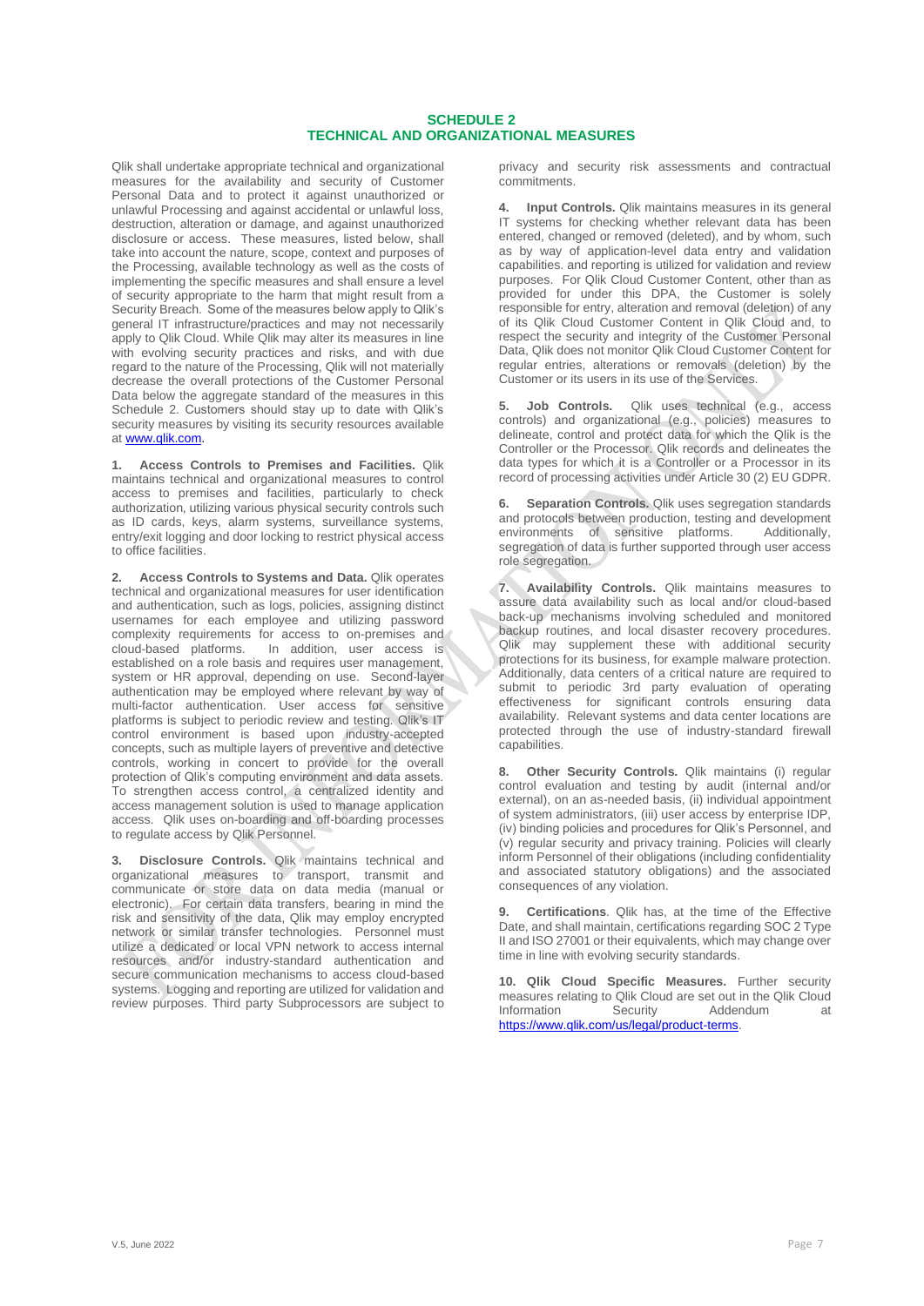# SCHEDULE 2
# TECHNICAL AND ORGANIZATIONAL MEASURES

Qlik shall undertake appropriate technical and organizational measures for the availability and security of Customer Personal Data and to protect it against unauthorized or unlawful Processing and against accidental or unlawful loss, destruction, alteration or damage, and against unauthorized disclosure or access. These measures, listed below, shall take into account the nature, scope, context and purposes of the Processing, available technology as well as the costs of implementing the specific measures and shall ensure a level of security appropriate to the harm that might result from a Security Breach. Some of the measures below apply to Qlik's general IT infrastructure/practices and may not necessarily apply to Qlik Cloud. While Qlik may alter its measures in line with evolving security practices and risks, and with due regard to the nature of the Processing, Qlik will not materially decrease the overall protections of the Customer Personal Data below the aggregate standard of the measures in this Schedule 2. Customers should stay up to date with Qlik's security measures by visiting its security resources available at www.qlik.com.

**1. Access Controls to Premises and Facilities.** Qlik maintains technical and organizational measures to control access to premises and facilities, particularly to check authorization, utilizing various physical security controls such as ID cards, keys, alarm systems, surveillance systems, entry/exit logging and door locking to restrict physical access to office facilities.

**2. Access Controls to Systems and Data.** Qlik operates technical and organizational measures for user identification and authentication, such as logs, policies, assigning distinct usernames for each employee and utilizing password complexity requirements for access to on-premises and cloud-based platforms. In addition, user access is established on a role basis and requires user management, system or HR approval, depending on use. Second-layer authentication may be employed where relevant by way of multi-factor authentication. User access for sensitive platforms is subject to periodic review and testing. Qlik's IT control environment is based upon industry-accepted concepts, such as multiple layers of preventive and detective controls, working in concert to provide for the overall protection of Qlik's computing environment and data assets. To strengthen access control, a centralized identity and access management solution is used to manage application access. Qlik uses on-boarding and off-boarding processes to regulate access by Qlik Personnel.

**3. Disclosure Controls.** Qlik maintains technical and organizational measures to transport, transmit and communicate or store data on data media (manual or electronic). For certain data transfers, bearing in mind the risk and sensitivity of the data, Qlik may employ encrypted network or similar transfer technologies. Personnel must utilize a dedicated or local VPN network to access internal resources and/or industry-standard authentication and secure communication mechanisms to access cloud-based systems. Logging and reporting are utilized for validation and review purposes. Third party Subprocessors are subject to privacy and security risk assessments and contractual commitments.

**4. Input Controls.** Qlik maintains measures in its general IT systems for checking whether relevant data has been entered, changed or removed (deleted), and by whom, such as by way of application-level data entry and validation capabilities. and reporting is utilized for validation and review purposes. For Qlik Cloud Customer Content, other than as provided for under this DPA, the Customer is solely responsible for entry, alteration and removal (deletion) of any of its Qlik Cloud Customer Content in Qlik Cloud and, to respect the security and integrity of the Customer Personal Data, Qlik does not monitor Qlik Cloud Customer Content for regular entries, alterations or removals (deletion) by the Customer or its users in its use of the Services.

**5. Job Controls.** Qlik uses technical (e.g., access controls) and organizational (e.g., policies) measures to delineate, control and protect data for which the Qlik is the Controller or the Processor. Qlik records and delineates the data types for which it is a Controller or a Processor in its record of processing activities under Article 30 (2) EU GDPR.

**6. Separation Controls.** Qlik uses segregation standards and protocols between production, testing and development environments of sensitive platforms. Additionally, segregation of data is further supported through user access role segregation.

**7. Availability Controls.** Qlik maintains measures to assure data availability such as local and/or cloud-based back-up mechanisms involving scheduled and monitored backup routines, and local disaster recovery procedures. Qlik may supplement these with additional security protections for its business, for example malware protection. Additionally, data centers of a critical nature are required to submit to periodic 3rd party evaluation of operating effectiveness for significant controls ensuring data availability. Relevant systems and data center locations are protected through the use of industry-standard firewall capabilities.

**8. Other Security Controls.** Qlik maintains (i) regular control evaluation and testing by audit (internal and/or external), on an as-needed basis, (ii) individual appointment of system administrators, (iii) user access by enterprise IDP, (iv) binding policies and procedures for Qlik's Personnel, and (v) regular security and privacy training. Policies will clearly inform Personnel of their obligations (including confidentiality and associated statutory obligations) and the associated consequences of any violation.

**9. Certifications**. Qlik has, at the time of the Effective Date, and shall maintain, certifications regarding SOC 2 Type II and ISO 27001 or their equivalents, which may change over time in line with evolving security standards.

**10. Qlik Cloud Specific Measures.** Further security measures relating to Qlik Cloud are set out in the Qlik Cloud Information Security Addendum at https://www.qlik.com/us/legal/product-terms.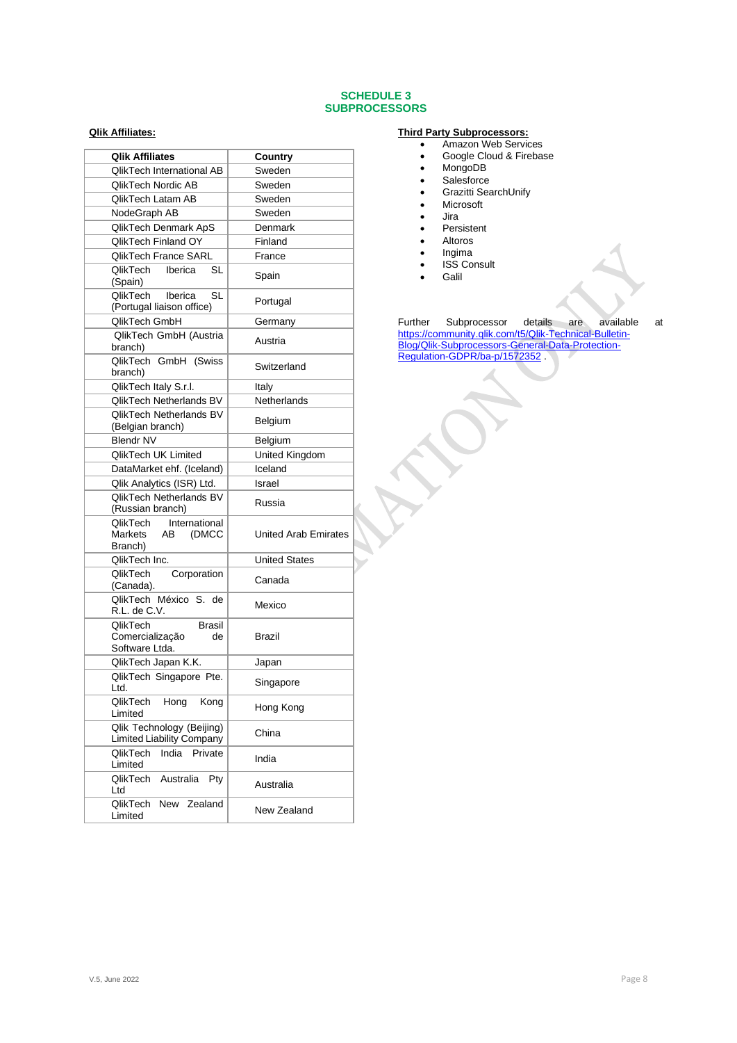# SCHEDULE 3
# SUBPROCESSORS

**Qlik Affiliates:**

| Qlik Affiliates | Country |
|---|---|
| QlikTech International AB | Sweden |
| QlikTech Nordic AB | Sweden |
| QlikTech Latam AB | Sweden |
| NodeGraph AB | Sweden |
| QlikTech Denmark ApS | Denmark |
| QlikTech Finland OY | Finland |
| QlikTech France SARL | France |
| QlikTech Iberica SL (Spain) | Spain |
| QlikTech Iberica SL (Portugal liaison office) | Portugal |
| QlikTech GmbH | Germany |
| QlikTech GmbH (Austria branch) | Austria |
| QlikTech GmbH (Swiss branch) | Switzerland |
| QlikTech Italy S.r.l. | Italy |
| QlikTech Netherlands BV | Netherlands |
| QlikTech Netherlands BV (Belgian branch) | Belgium |
| Blendr NV | Belgium |
| QlikTech UK Limited | United Kingdom |
| DataMarket ehf. (Iceland) | Iceland |
| Qlik Analytics (ISR) Ltd. | Israel |
| QlikTech Netherlands BV (Russian branch) | Russia |
| QlikTech International Markets AB (DMCC Branch) | United Arab Emirates |
| QlikTech Inc. | United States |
| QlikTech Corporation (Canada). | Canada |
| QlikTech México S. de R.L. de C.V. | Mexico |
| QlikTech Brasil Comercialização de Software Ltda. | Brazil |
| QlikTech Japan K.K. | Japan |
| QlikTech Singapore Pte. Ltd. | Singapore |
| QlikTech Hong Kong Limited | Hong Kong |
| Qlik Technology (Beijing) Limited Liability Company | China |
| QlikTech India Private Limited | India |
| QlikTech Australia Pty Ltd | Australia |
| QlikTech New Zealand Limited | New Zealand |

**Third Party Subprocessors:**

- Amazon Web Services
- Google Cloud & Firebase
- MongoDB
- Salesforce
- Grazitti SearchUnify
- Microsoft
- Jira
- Persistent
- Altoros
- Ingima
- ISS Consult
- Galil

Further Subprocessor details are available at https://community.qlik.com/t5/Qlik-Technical-Bulletin-Blog/Qlik-Subprocessors-General-Data-Protection-Regulation-GDPR/ba-p/1572352 .

V.5, June 2022